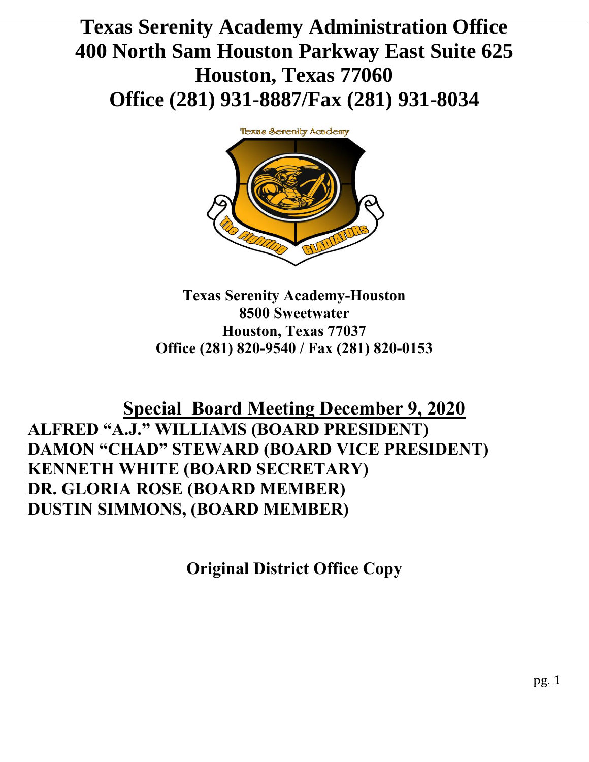# Texas Serenity Academy Administration Office
# 400 North Sam Houston Parkway East Suite 625
# Houston, Texas 77060
# Office (281) 931-8887/Fax (281) 931-8034

**Texas Serenity Academy-Houston**
**8500 Sweetwater**
**Houston, Texas 77037**
**Office (281) 820-9540 / Fax (281) 820-0153**

## Special Board Meeting December 9, 2020

**ALFRED "A.J." WILLIAMS (BOARD PRESIDENT)**
**DAMON "CHAD" STEWARD (BOARD VICE PRESIDENT)**
**KENNETH WHITE (BOARD SECRETARY)**
**DR. GLORIA ROSE (BOARD MEMBER)**
**DUSTIN SIMMONS, (BOARD MEMBER)**

**Original District Office Copy**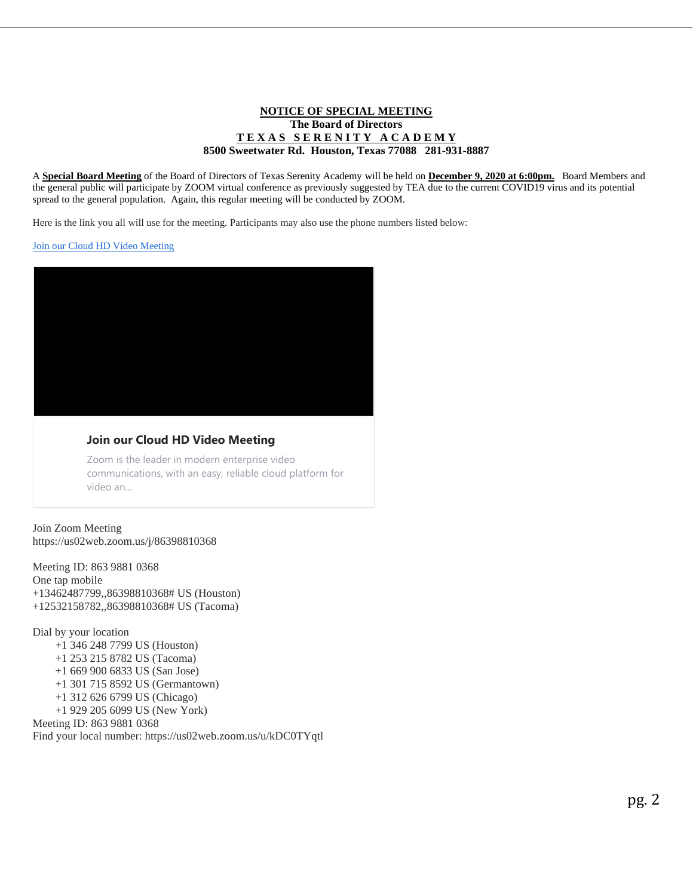**<u>NOTICE OF SPECIAL MEETING</u>**
**The Board of Directors**
**<u>T E X A S S E R E N I T Y A C A D E M Y</u>**
**8500 Sweetwater Rd. Houston, Texas 77088 281-931-8887**

A **<u>Special Board Meeting</u>** of the Board of Directors of Texas Serenity Academy will be held on **<u>December 9, 2020 at 6:00pm.</u>** Board Members and the general public will participate by ZOOM virtual conference as previously suggested by TEA due to the current COVID19 virus and its potential spread to the general population. Again, this regular meeting will be conducted by ZOOM.

Here is the link you all will use for the meeting. Participants may also use the phone numbers listed below:

Join our Cloud HD Video Meeting

**Join our Cloud HD Video Meeting**

Zoom is the leader in modern enterprise video communications, with an easy, reliable cloud platform for video an...

Join Zoom Meeting
https://us02web.zoom.us/j/86398810368

Meeting ID: 863 9881 0368
One tap mobile
+13462487799,,86398810368# US (Houston)
+12532158782,,86398810368# US (Tacoma)

Dial by your location
- +1 346 248 7799 US (Houston)
- +1 253 215 8782 US (Tacoma)
- +1 669 900 6833 US (San Jose)
- +1 301 715 8592 US (Germantown)
- +1 312 626 6799 US (Chicago)
- +1 929 205 6099 US (New York)

Meeting ID: 863 9881 0368
Find your local number: https://us02web.zoom.us/u/kDC0TYqtl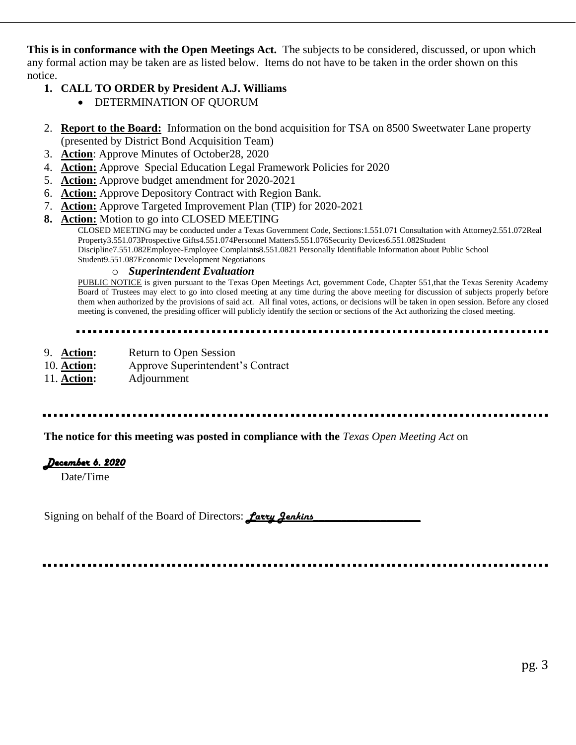**This is in conformance with the Open Meetings Act.** The subjects to be considered, discussed, or upon which any formal action may be taken are as listed below. Items do not have to be taken in the order shown on this notice.

1. **CALL TO ORDER by President A.J. Williams**
   - DETERMINATION OF QUORUM

2. **Report to the Board:** Information on the bond acquisition for TSA on 8500 Sweetwater Lane property (presented by District Bond Acquisition Team)
3. **Action**: Approve Minutes of October28, 2020
4. **Action:** Approve Special Education Legal Framework Policies for 2020
5. **Action:** Approve budget amendment for 2020-2021
6. **Action:** Approve Depository Contract with Region Bank.
7. **Action:** Approve Targeted Improvement Plan (TIP) for 2020-2021
8. **Action:** Motion to go into CLOSED MEETING

   CLOSED MEETING may be conducted under a Texas Government Code, Sections:1.551.071 Consultation with Attorney2.551.072Real Property3.551.073Prospective Gifts4.551.074Personnel Matters5.551.076Security Devices6.551.082Student Discipline7.551.082Employee-Employee Complaints8.551.0821 Personally Identifiable Information about Public School Student9.551.087Economic Development Negotiations

   - ***Superintendent Evaluation***

   PUBLIC NOTICE is given pursuant to the Texas Open Meetings Act, government Code, Chapter 551,that the Texas Serenity Academy Board of Trustees may elect to go into closed meeting at any time during the above meeting for discussion of subjects properly before them when authorized by the provisions of said act. All final votes, actions, or decisions will be taken in open session. Before any closed meeting is convened, the presiding officer will publicly identify the section or sections of the Act authorizing the closed meeting.

9. **Action:** Return to Open Session
10. **Action:** Approve Superintendent's Contract
11. **Action:** Adjournment

**The notice for this meeting was posted in compliance with the** *Texas Open Meeting Act* on

***December 6. 2020***

Date/Time

Signing on behalf of the Board of Directors: ***Larry Jenkins***__________________